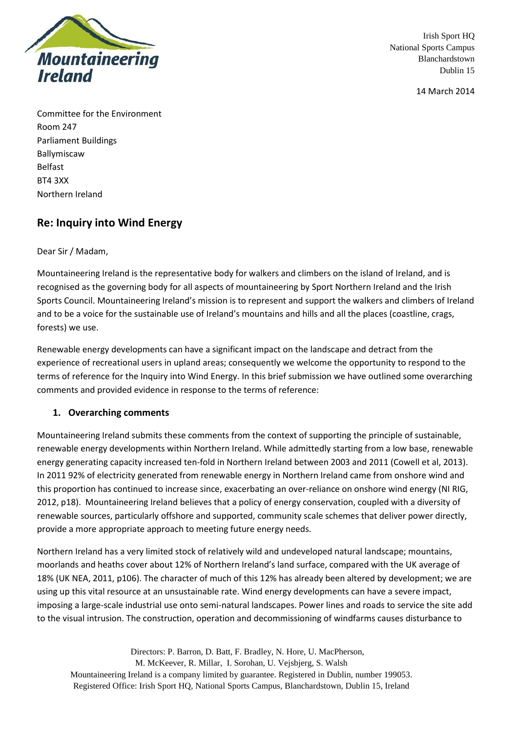Mountaineering Ireland

Irish Sport HQ
National Sports Campus
Blanchardstown
Dublin 15

14 March 2014

Committee for the Environment
Room 247
Parliament Buildings
Ballymiscaw
Belfast
BT4 3XX
Northern Ireland

## Re: Inquiry into Wind Energy

Dear Sir / Madam,

Mountaineering Ireland is the representative body for walkers and climbers on the island of Ireland, and is recognised as the governing body for all aspects of mountaineering by Sport Northern Ireland and the Irish Sports Council. Mountaineering Ireland's mission is to represent and support the walkers and climbers of Ireland and to be a voice for the sustainable use of Ireland's mountains and hills and all the places (coastline, crags, forests) we use.

Renewable energy developments can have a significant impact on the landscape and detract from the experience of recreational users in upland areas; consequently we welcome the opportunity to respond to the terms of reference for the Inquiry into Wind Energy. In this brief submission we have outlined some overarching comments and provided evidence in response to the terms of reference:

### 1. Overarching comments

Mountaineering Ireland submits these comments from the context of supporting the principle of sustainable, renewable energy developments within Northern Ireland. While admittedly starting from a low base, renewable energy generating capacity increased ten-fold in Northern Ireland between 2003 and 2011 (Cowell et al, 2013). In 2011 92% of electricity generated from renewable energy in Northern Ireland came from onshore wind and this proportion has continued to increase since, exacerbating an over-reliance on onshore wind energy (NI RIG, 2012, p18). Mountaineering Ireland believes that a policy of energy conservation, coupled with a diversity of renewable sources, particularly offshore and supported, community scale schemes that deliver power directly, provide a more appropriate approach to meeting future energy needs.

Northern Ireland has a very limited stock of relatively wild and undeveloped natural landscape; mountains, moorlands and heaths cover about 12% of Northern Ireland's land surface, compared with the UK average of 18% (UK NEA, 2011, p106). The character of much of this 12% has already been altered by development; we are using up this vital resource at an unsustainable rate. Wind energy developments can have a severe impact, imposing a large-scale industrial use onto semi-natural landscapes. Power lines and roads to service the site add to the visual intrusion. The construction, operation and decommissioning of windfarms causes disturbance to

Directors: P. Barron, D. Batt, F. Bradley, N. Hore, U. MacPherson, M. McKeever, R. Millar, I. Sorohan, U. Vejsbjerg, S. Walsh
Mountaineering Ireland is a company limited by guarantee. Registered in Dublin, number 199053.
Registered Office: Irish Sport HQ, National Sports Campus, Blanchardstown, Dublin 15, Ireland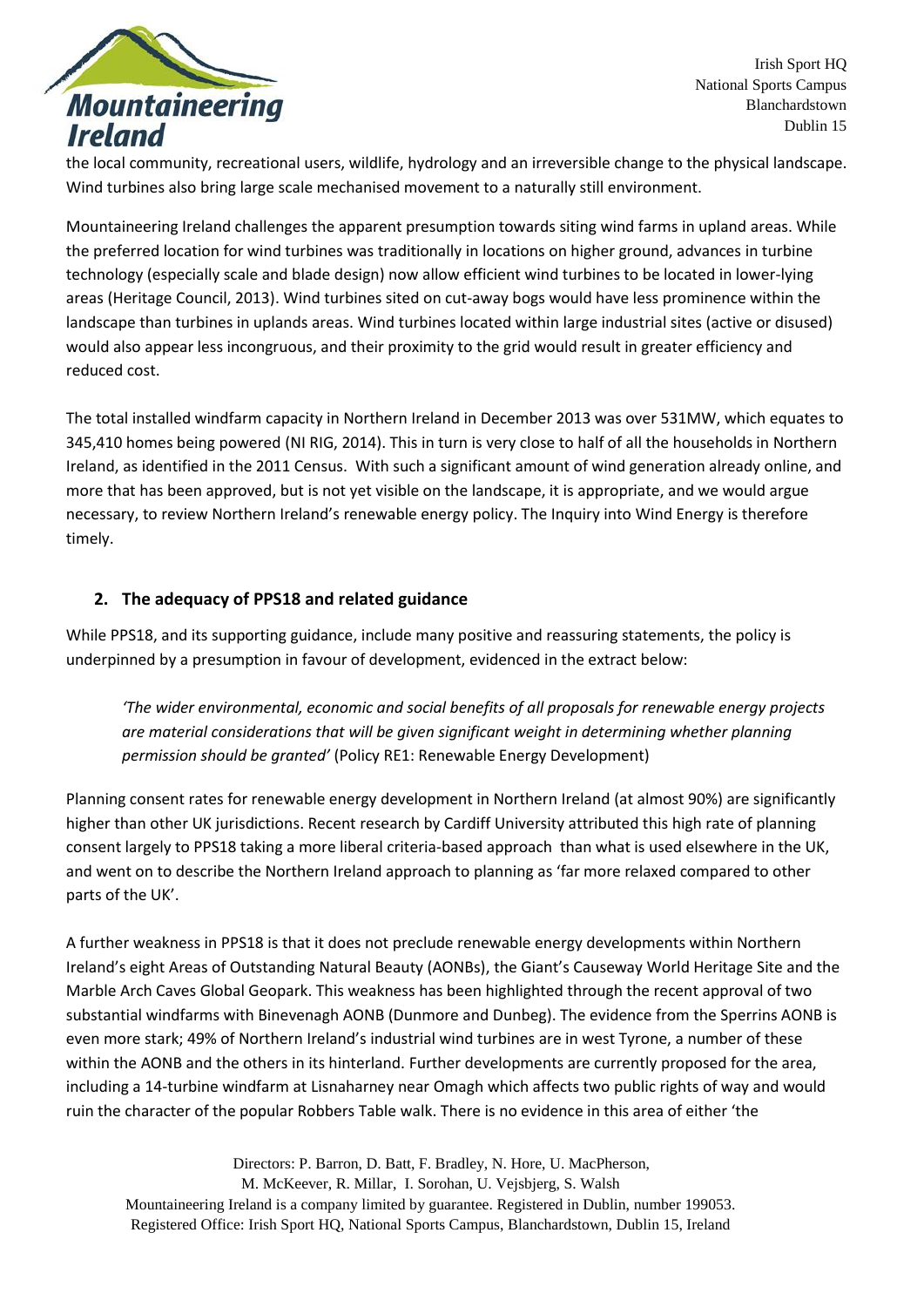the local community, recreational users, wildlife, hydrology and an irreversible change to the physical landscape. Wind turbines also bring large scale mechanised movement to a naturally still environment.

Mountaineering Ireland challenges the apparent presumption towards siting wind farms in upland areas. While the preferred location for wind turbines was traditionally in locations on higher ground, advances in turbine technology (especially scale and blade design) now allow efficient wind turbines to be located in lower-lying areas (Heritage Council, 2013). Wind turbines sited on cut-away bogs would have less prominence within the landscape than turbines in uplands areas. Wind turbines located within large industrial sites (active or disused) would also appear less incongruous, and their proximity to the grid would result in greater efficiency and reduced cost.

The total installed windfarm capacity in Northern Ireland in December 2013 was over 531MW, which equates to 345,410 homes being powered (NI RIG, 2014). This in turn is very close to half of all the households in Northern Ireland, as identified in the 2011 Census. With such a significant amount of wind generation already online, and more that has been approved, but is not yet visible on the landscape, it is appropriate, and we would argue necessary, to review Northern Ireland's renewable energy policy. The Inquiry into Wind Energy is therefore timely.

## 2. The adequacy of PPS18 and related guidance

While PPS18, and its supporting guidance, include many positive and reassuring statements, the policy is underpinned by a presumption in favour of development, evidenced in the extract below:

> *'The wider environmental, economic and social benefits of all proposals for renewable energy projects are material considerations that will be given significant weight in determining whether planning permission should be granted'* (Policy RE1: Renewable Energy Development)

Planning consent rates for renewable energy development in Northern Ireland (at almost 90%) are significantly higher than other UK jurisdictions. Recent research by Cardiff University attributed this high rate of planning consent largely to PPS18 taking a more liberal criteria-based approach than what is used elsewhere in the UK, and went on to describe the Northern Ireland approach to planning as 'far more relaxed compared to other parts of the UK'.

A further weakness in PPS18 is that it does not preclude renewable energy developments within Northern Ireland's eight Areas of Outstanding Natural Beauty (AONBs), the Giant's Causeway World Heritage Site and the Marble Arch Caves Global Geopark. This weakness has been highlighted through the recent approval of two substantial windfarms with Binevenagh AONB (Dunmore and Dunbeg). The evidence from the Sperrins AONB is even more stark; 49% of Northern Ireland's industrial wind turbines are in west Tyrone, a number of these within the AONB and the others in its hinterland. Further developments are currently proposed for the area, including a 14-turbine windfarm at Lisnaharney near Omagh which affects two public rights of way and would ruin the character of the popular Robbers Table walk. There is no evidence in this area of either 'the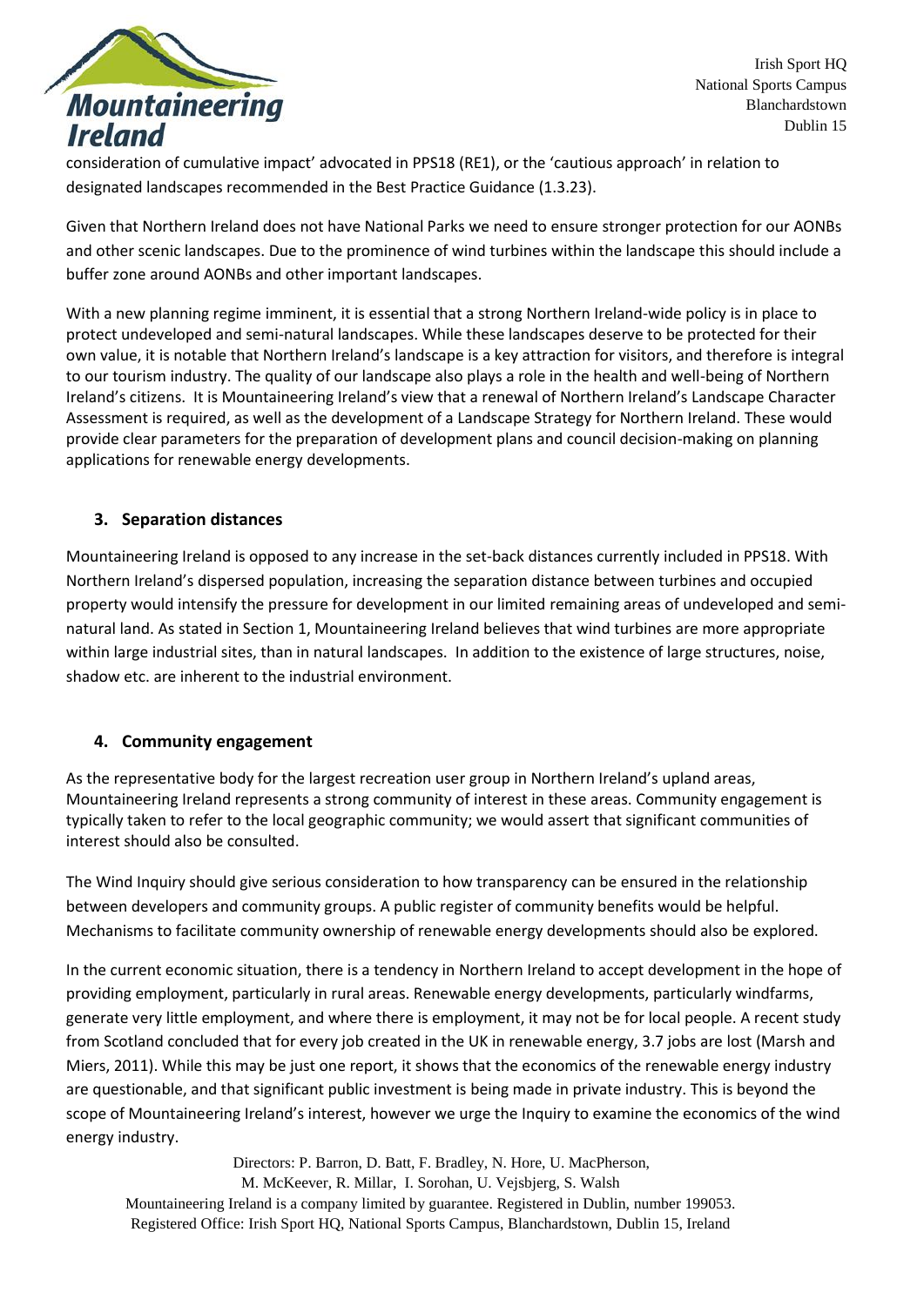consideration of cumulative impact' advocated in PPS18 (RE1), or the 'cautious approach' in relation to designated landscapes recommended in the Best Practice Guidance (1.3.23).

Given that Northern Ireland does not have National Parks we need to ensure stronger protection for our AONBs and other scenic landscapes. Due to the prominence of wind turbines within the landscape this should include a buffer zone around AONBs and other important landscapes.

With a new planning regime imminent, it is essential that a strong Northern Ireland-wide policy is in place to protect undeveloped and semi-natural landscapes. While these landscapes deserve to be protected for their own value, it is notable that Northern Ireland's landscape is a key attraction for visitors, and therefore is integral to our tourism industry. The quality of our landscape also plays a role in the health and well-being of Northern Ireland's citizens. It is Mountaineering Ireland's view that a renewal of Northern Ireland's Landscape Character Assessment is required, as well as the development of a Landscape Strategy for Northern Ireland. These would provide clear parameters for the preparation of development plans and council decision-making on planning applications for renewable energy developments.

## 3. Separation distances

Mountaineering Ireland is opposed to any increase in the set-back distances currently included in PPS18. With Northern Ireland's dispersed population, increasing the separation distance between turbines and occupied property would intensify the pressure for development in our limited remaining areas of undeveloped and semi-natural land. As stated in Section 1, Mountaineering Ireland believes that wind turbines are more appropriate within large industrial sites, than in natural landscapes. In addition to the existence of large structures, noise, shadow etc. are inherent to the industrial environment.

## 4. Community engagement

As the representative body for the largest recreation user group in Northern Ireland's upland areas, Mountaineering Ireland represents a strong community of interest in these areas. Community engagement is typically taken to refer to the local geographic community; we would assert that significant communities of interest should also be consulted.

The Wind Inquiry should give serious consideration to how transparency can be ensured in the relationship between developers and community groups. A public register of community benefits would be helpful. Mechanisms to facilitate community ownership of renewable energy developments should also be explored.

In the current economic situation, there is a tendency in Northern Ireland to accept development in the hope of providing employment, particularly in rural areas. Renewable energy developments, particularly windfarms, generate very little employment, and where there is employment, it may not be for local people. A recent study from Scotland concluded that for every job created in the UK in renewable energy, 3.7 jobs are lost (Marsh and Miers, 2011). While this may be just one report, it shows that the economics of the renewable energy industry are questionable, and that significant public investment is being made in private industry. This is beyond the scope of Mountaineering Ireland's interest, however we urge the Inquiry to examine the economics of the wind energy industry.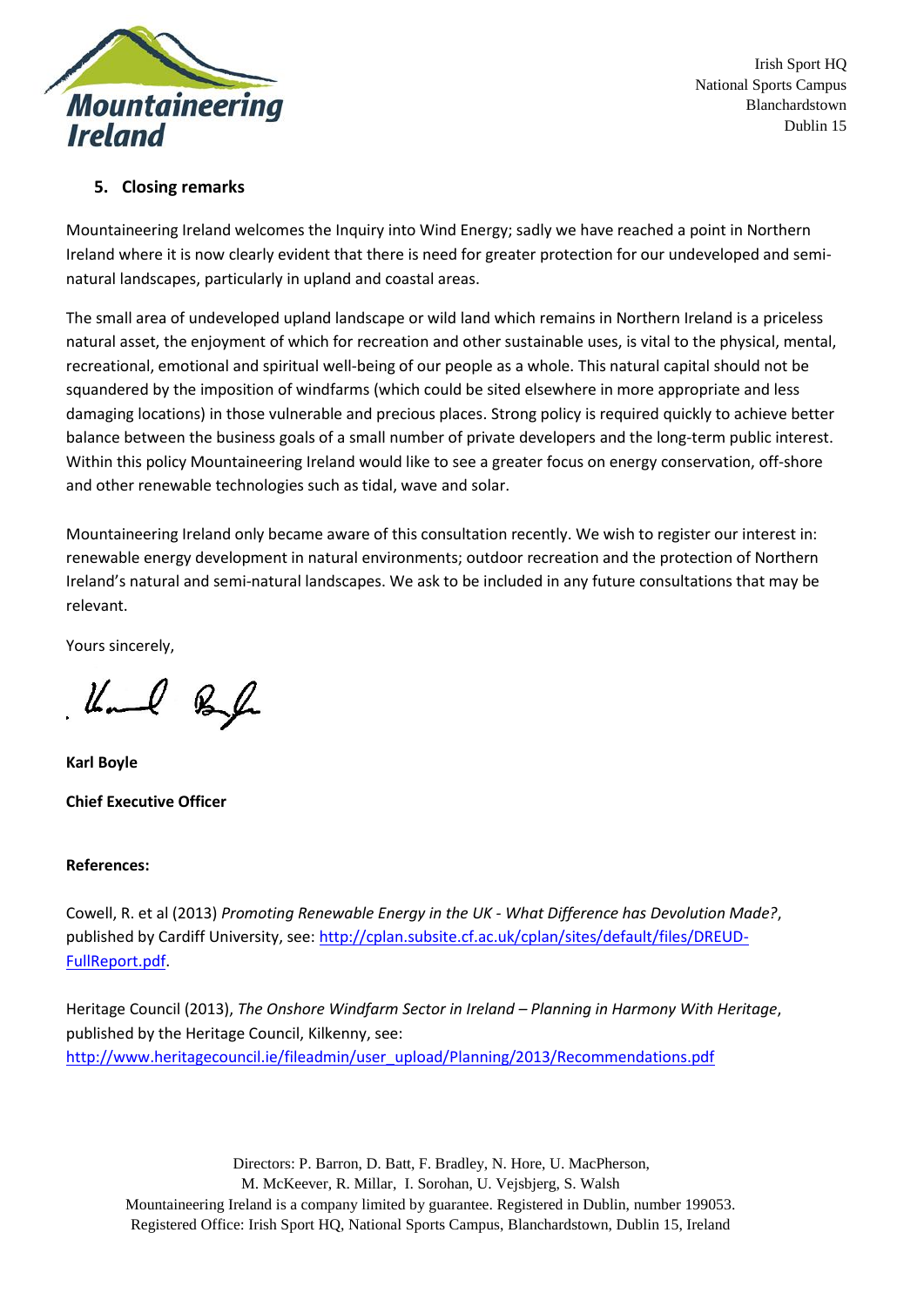## 5. Closing remarks

Mountaineering Ireland welcomes the Inquiry into Wind Energy; sadly we have reached a point in Northern Ireland where it is now clearly evident that there is need for greater protection for our undeveloped and semi-natural landscapes, particularly in upland and coastal areas.

The small area of undeveloped upland landscape or wild land which remains in Northern Ireland is a priceless natural asset, the enjoyment of which for recreation and other sustainable uses, is vital to the physical, mental, recreational, emotional and spiritual well-being of our people as a whole. This natural capital should not be squandered by the imposition of windfarms (which could be sited elsewhere in more appropriate and less damaging locations) in those vulnerable and precious places. Strong policy is required quickly to achieve better balance between the business goals of a small number of private developers and the long-term public interest. Within this policy Mountaineering Ireland would like to see a greater focus on energy conservation, off-shore and other renewable technologies such as tidal, wave and solar.

Mountaineering Ireland only became aware of this consultation recently. We wish to register our interest in: renewable energy development in natural environments; outdoor recreation and the protection of Northern Ireland's natural and semi-natural landscapes. We ask to be included in any future consultations that may be relevant.

Yours sincerely,

**Karl Boyle**

**Chief Executive Officer**

**References:**

Cowell, R. et al (2013) *Promoting Renewable Energy in the UK - What Difference has Devolution Made?*, published by Cardiff University, see: http://cplan.subsite.cf.ac.uk/cplan/sites/default/files/DREUD-FullReport.pdf.

Heritage Council (2013), *The Onshore Windfarm Sector in Ireland – Planning in Harmony With Heritage*, published by the Heritage Council, Kilkenny, see: http://www.heritagecouncil.ie/fileadmin/user_upload/Planning/2013/Recommendations.pdf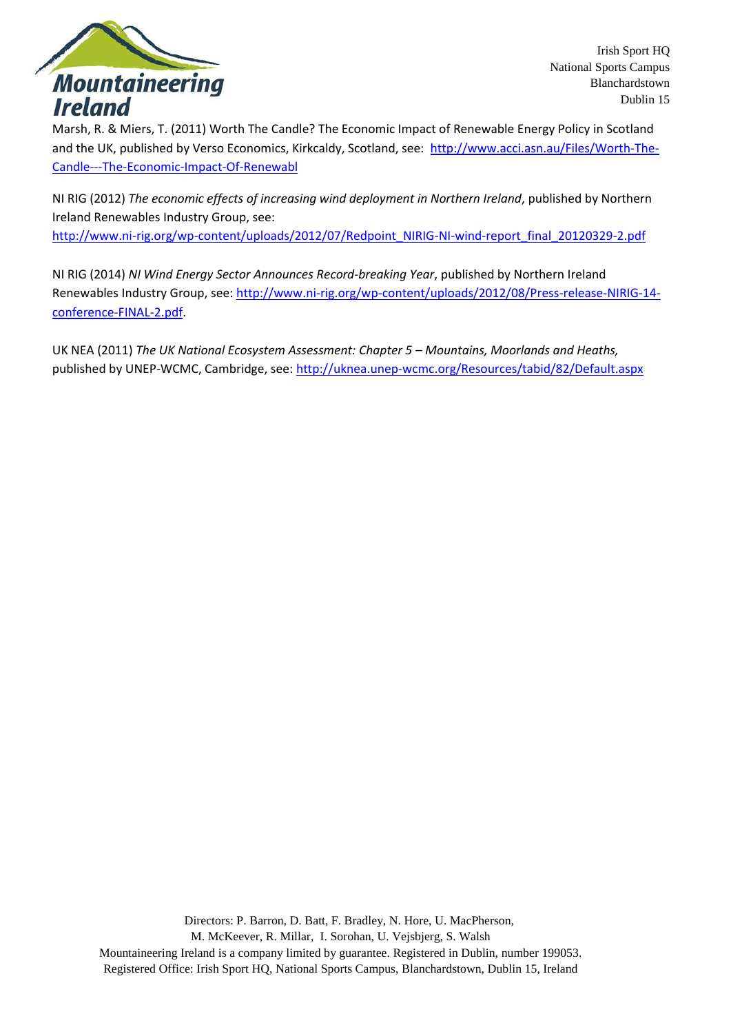Marsh, R. & Miers, T. (2011) Worth The Candle? The Economic Impact of Renewable Energy Policy in Scotland and the UK, published by Verso Economics, Kirkcaldy, Scotland, see: http://www.acci.asn.au/Files/Worth-The-Candle---The-Economic-Impact-Of-Renewabl

NI RIG (2012) *The economic effects of increasing wind deployment in Northern Ireland*, published by Northern Ireland Renewables Industry Group, see: http://www.ni-rig.org/wp-content/uploads/2012/07/Redpoint_NIRIG-NI-wind-report_final_20120329-2.pdf

NI RIG (2014) *NI Wind Energy Sector Announces Record-breaking Year*, published by Northern Ireland Renewables Industry Group, see: http://www.ni-rig.org/wp-content/uploads/2012/08/Press-release-NIRIG-14-conference-FINAL-2.pdf.

UK NEA (2011) *The UK National Ecosystem Assessment: Chapter 5 – Mountains, Moorlands and Heaths,* published by UNEP-WCMC, Cambridge, see: http://uknea.unep-wcmc.org/Resources/tabid/82/Default.aspx